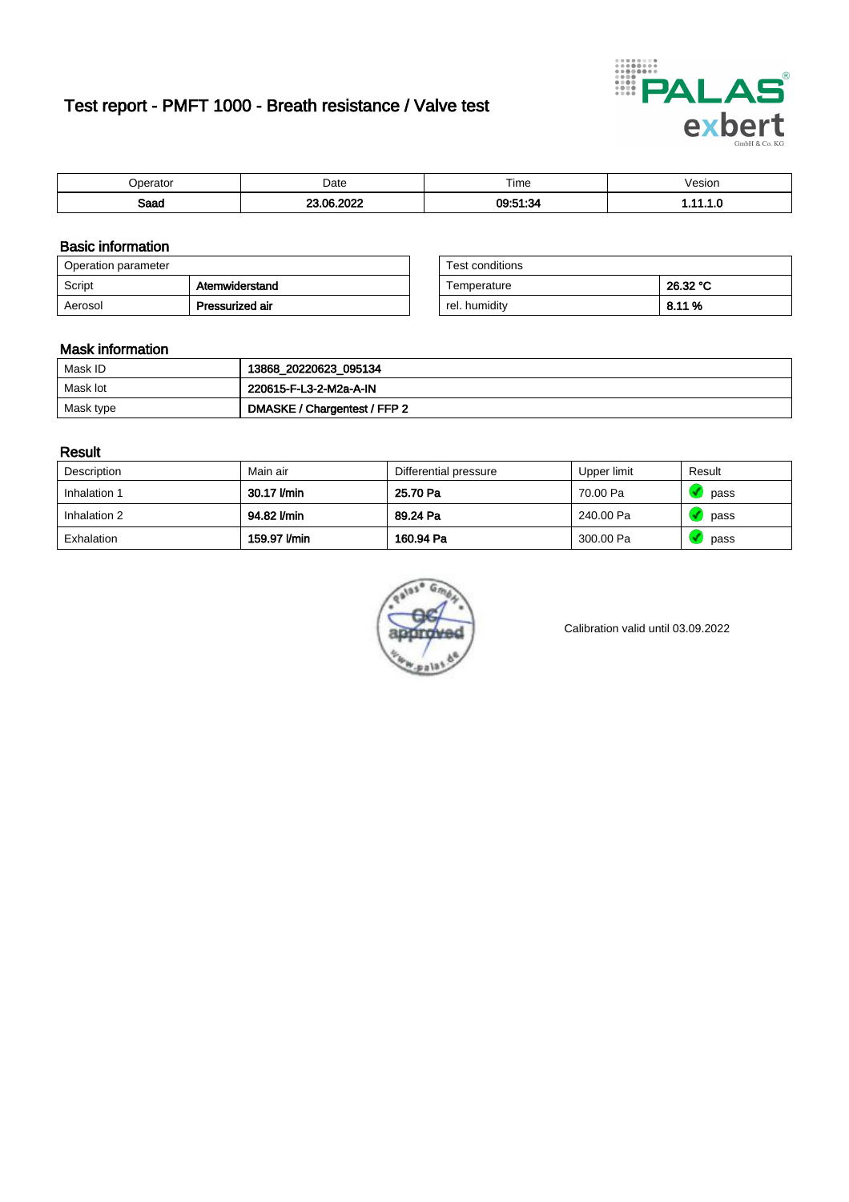# Test report - PMFT 1000 - Breath resistance / Valve test

| Operator | Date | Time | Vesion |
|---|---|---|---|
| **Saad** | **23.06.2022** | **09:51:34** | **1.11.1.0** |

## Basic information

| Operation parameter | |
|---|---|
| Script | **Atemwiderstand** |
| Aerosol | **Pressurized air** |

| Test conditions | |
|---|---|
| Temperature | **26.32 °C** |
| rel. humidity | **8.11 %** |

## Mask information

| | |
|---|---|
| Mask ID | **13868_20220623_095134** |
| Mask lot | **220615-F-L3-2-M2a-A-IN** |
| Mask type | **DMASKE / Chargentest / FFP 2** |

## Result

| Description | Main air | Differential pressure | Upper limit | Result |
|---|---|---|---|---|
| Inhalation 1 | **30.17 l/min** | **25.70 Pa** | 70.00 Pa | pass |
| Inhalation 2 | **94.82 l/min** | **89.24 Pa** | 240.00 Pa | pass |
| Exhalation | **159.97 l/min** | **160.94 Pa** | 300.00 Pa | pass |

Calibration valid until 03.09.2022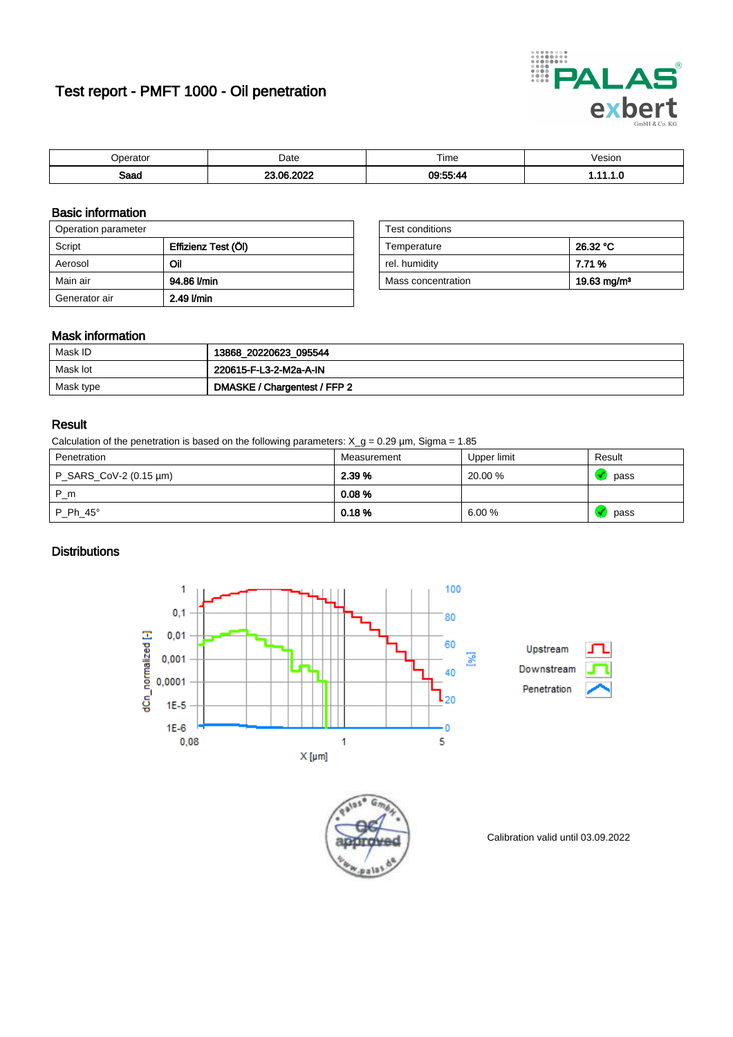# Test report - PMFT 1000 - Oil penetration

PALAS exbert GmbH & Co. KG

| Operator | Date | Time | Vesion |
|---|---|---|---|
| **Saad** | **23.06.2022** | **09:55:44** | **1.11.1.0** |

## Basic information

| Operation parameter | |
|---|---|
| Script | **Effizienz Test (Öl)** |
| Aerosol | **Oil** |
| Main air | **94.86 l/min** |
| Generator air | **2.49 l/min** |

| Test conditions | |
|---|---|
| Temperature | **26.32 °C** |
| rel. humidity | **7.71 %** |
| Mass concentration | **19.63 mg/m³** |

## Mask information

| | |
|---|---|
| Mask ID | **13868_20220623_095544** |
| Mask lot | **220615-F-L3-2-M2a-A-IN** |
| Mask type | **DMASKE / Chargentest / FFP 2** |

## Result

Calculation of the penetration is based on the following parameters: X_g = 0.29 µm, Sigma = 1.85

| Penetration | Measurement | Upper limit | Result |
|---|---|---|---|
| P_SARS_CoV-2 (0.15 µm) | **2.39 %** | 20.00 % | pass |
| P_m | **0.08 %** | | |
| P_Ph_45° | **0.18 %** | 6.00 % | pass |

## Distributions

dCn_normalized [-]
1
0,1
0,01
0,001
0,0001
1E-5
1E-6
0,08
1
5
X [µm]
[%]
100
80
60
40
20
0

Upstream
Downstream
Penetration

Palas® GmbH
QC approved
www.palas.de

Calibration valid until 03.09.2022